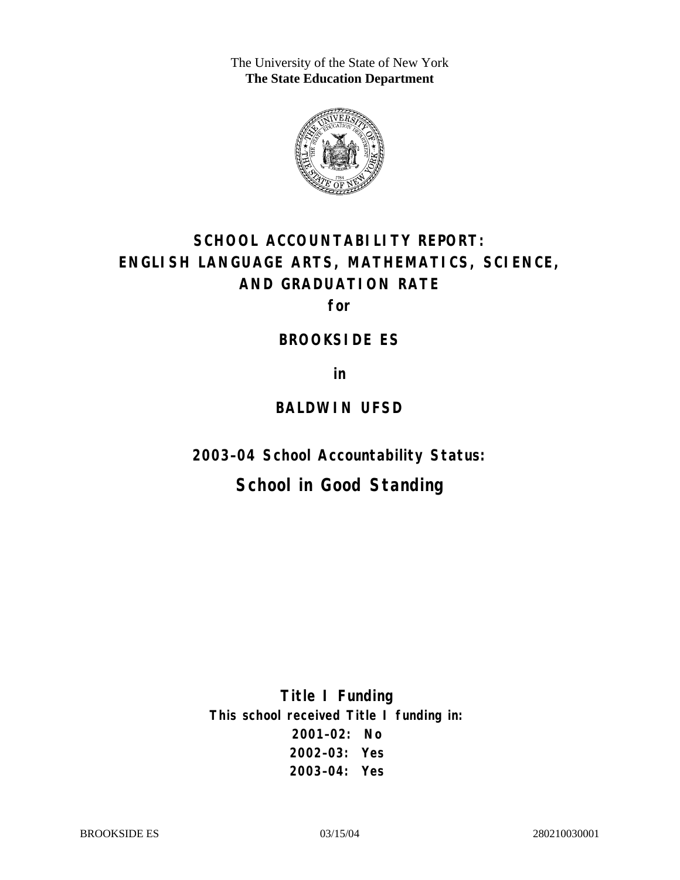The University of the State of New York
**The State Education Department**

# SCHOOL ACCOUNTABILITY REPORT: ENGLISH LANGUAGE ARTS, MATHEMATICS, SCIENCE, AND GRADUATION RATE

**for**

## BROOKSIDE ES

**in**

## BALDWIN UFSD

## 2003–04 School Accountability Status:

## School in Good Standing

**Title I Funding**

**This school received Title I funding in:**

**2001–02: No**

**2002–03: Yes**

**2003–04: Yes**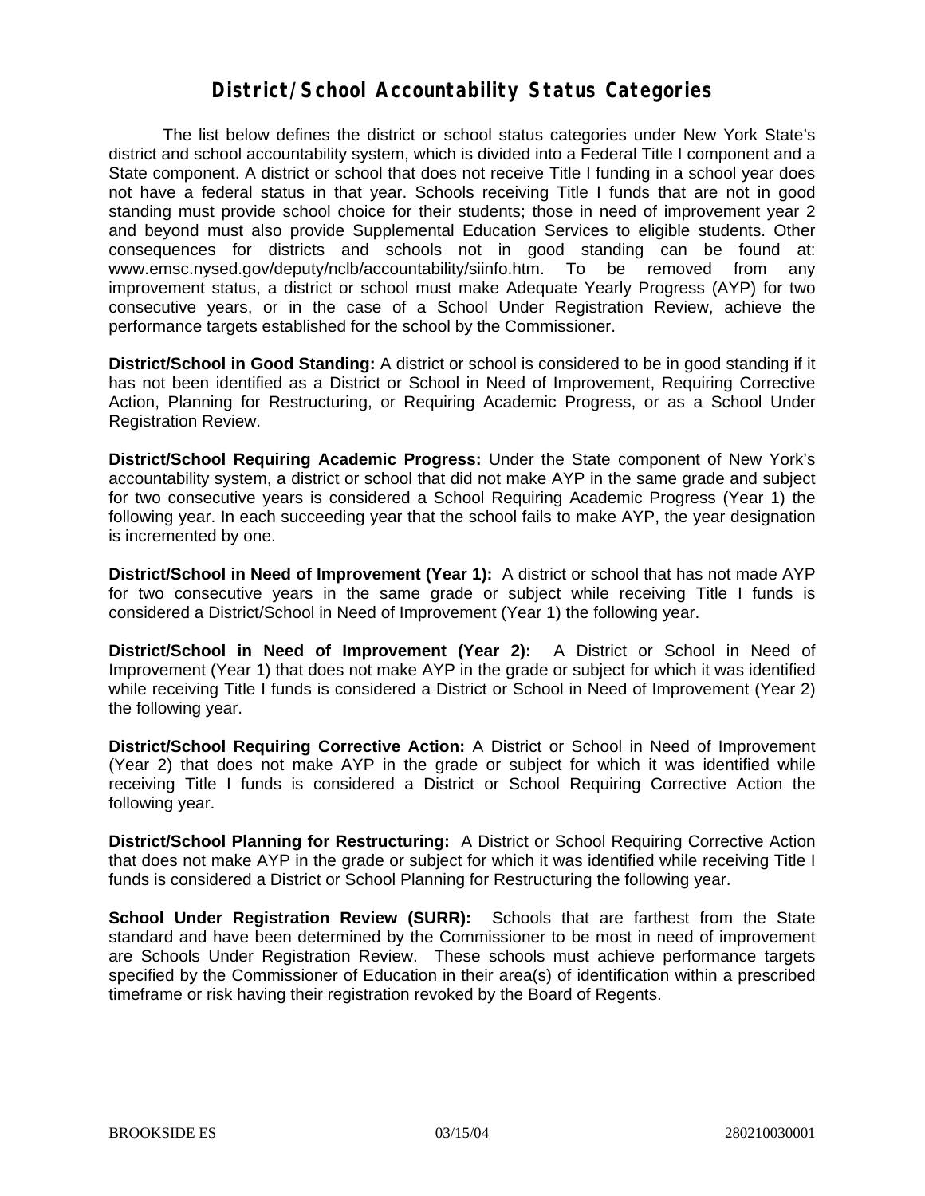# District/School Accountability Status Categories

The list below defines the district or school status categories under New York State's district and school accountability system, which is divided into a Federal Title I component and a State component. A district or school that does not receive Title I funding in a school year does not have a federal status in that year. Schools receiving Title I funds that are not in good standing must provide school choice for their students; those in need of improvement year 2 and beyond must also provide Supplemental Education Services to eligible students. Other consequences for districts and schools not in good standing can be found at: www.emsc.nysed.gov/deputy/nclb/accountability/siinfo.htm. To be removed from any improvement status, a district or school must make Adequate Yearly Progress (AYP) for two consecutive years, or in the case of a School Under Registration Review, achieve the performance targets established for the school by the Commissioner.

**District/School in Good Standing:** A district or school is considered to be in good standing if it has not been identified as a District or School in Need of Improvement, Requiring Corrective Action, Planning for Restructuring, or Requiring Academic Progress, or as a School Under Registration Review.

**District/School Requiring Academic Progress:** Under the State component of New York's accountability system, a district or school that did not make AYP in the same grade and subject for two consecutive years is considered a School Requiring Academic Progress (Year 1) the following year. In each succeeding year that the school fails to make AYP, the year designation is incremented by one.

**District/School in Need of Improvement (Year 1):** A district or school that has not made AYP for two consecutive years in the same grade or subject while receiving Title I funds is considered a District/School in Need of Improvement (Year 1) the following year.

**District/School in Need of Improvement (Year 2):** A District or School in Need of Improvement (Year 1) that does not make AYP in the grade or subject for which it was identified while receiving Title I funds is considered a District or School in Need of Improvement (Year 2) the following year.

**District/School Requiring Corrective Action:** A District or School in Need of Improvement (Year 2) that does not make AYP in the grade or subject for which it was identified while receiving Title I funds is considered a District or School Requiring Corrective Action the following year.

**District/School Planning for Restructuring:** A District or School Requiring Corrective Action that does not make AYP in the grade or subject for which it was identified while receiving Title I funds is considered a District or School Planning for Restructuring the following year.

**School Under Registration Review (SURR):** Schools that are farthest from the State standard and have been determined by the Commissioner to be most in need of improvement are Schools Under Registration Review. These schools must achieve performance targets specified by the Commissioner of Education in their area(s) of identification within a prescribed timeframe or risk having their registration revoked by the Board of Regents.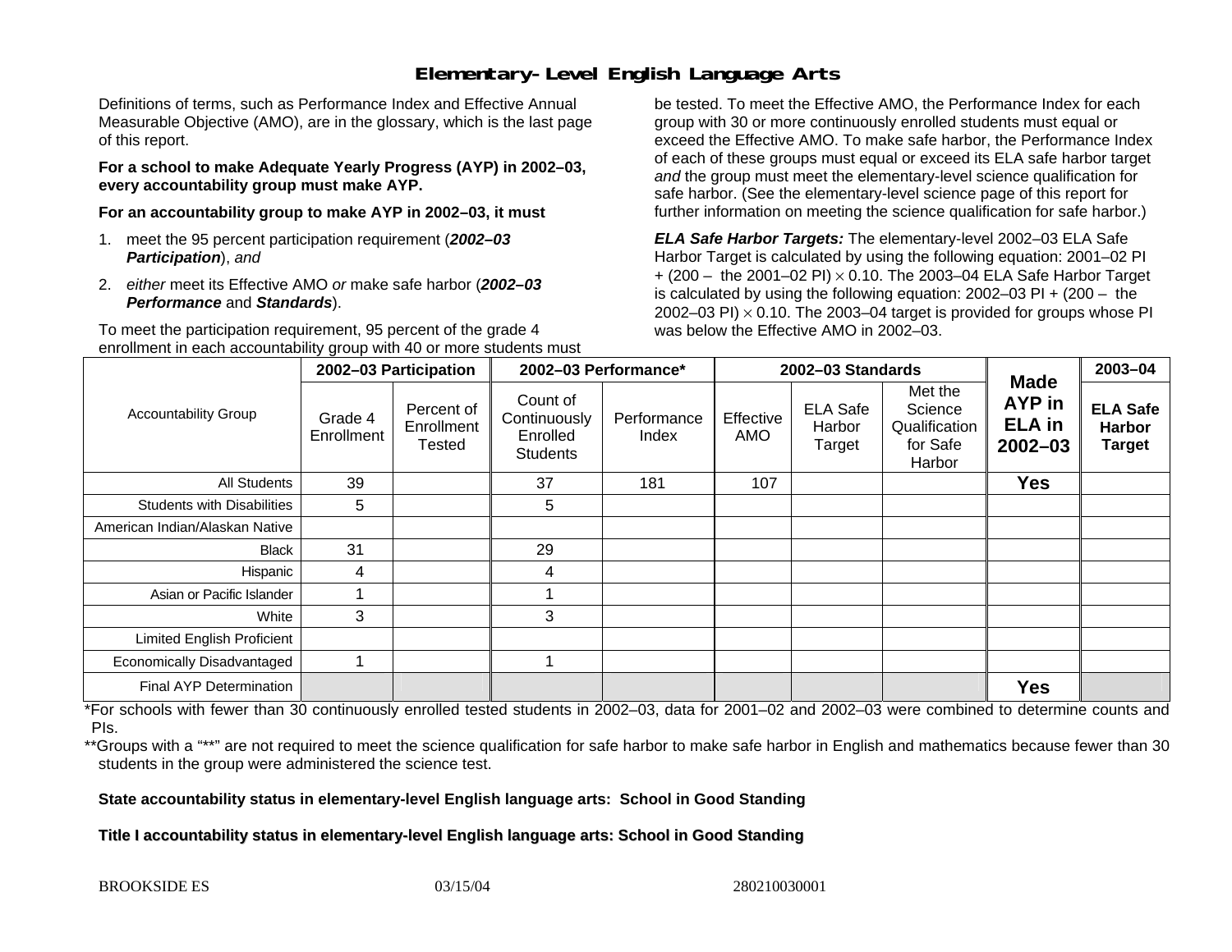# Elementary-Level English Language Arts

Definitions of terms, such as Performance Index and Effective Annual Measurable Objective (AMO), are in the glossary, which is the last page of this report.

**For a school to make Adequate Yearly Progress (AYP) in 2002–03, every accountability group must make AYP.**

**For an accountability group to make AYP in 2002–03, it must**

1. meet the 95 percent participation requirement (***2002–03 Participation***), *and*
2. *either* meet its Effective AMO *or* make safe harbor (***2002–03 Performance*** and ***Standards***).

To meet the participation requirement, 95 percent of the grade 4 enrollment in each accountability group with 40 or more students must be tested. To meet the Effective AMO, the Performance Index for each group with 30 or more continuously enrolled students must equal or exceed the Effective AMO. To make safe harbor, the Performance Index of each of these groups must equal or exceed its ELA safe harbor target *and* the group must meet the elementary-level science qualification for safe harbor. (See the elementary-level science page of this report for further information on meeting the science qualification for safe harbor.)

***ELA Safe Harbor Targets:*** The elementary-level 2002–03 ELA Safe Harbor Target is calculated by using the following equation: 2001–02 PI + (200 – the 2001–02 PI) $\times$ 0.10. The 2003–04 ELA Safe Harbor Target is calculated by using the following equation: 2002–03 PI + (200 – the 2002–03 PI) $\times$ 0.10. The 2003–04 target is provided for groups whose PI was below the Effective AMO in 2002–03.

| Accountability Group | 2002–03 Participation | | 2002–03 Performance* | | 2002–03 Standards | | | Made AYP in ELA in 2002–03 | 2003–04 |
|---|---|---|---|---|---|---|---|---|---|
| | Grade 4 Enrollment | Percent of Enrollment Tested | Count of Continuously Enrolled Students | Performance Index | Effective AMO | ELA Safe Harbor Target | Met the Science Qualification for Safe Harbor | | ELA Safe Harbor Target |
| All Students | 39 | | 37 | 181 | 107 | | | Yes | |
| Students with Disabilities | 5 | | 5 | | | | | | |
| American Indian/Alaskan Native | | | | | | | | | |
| Black | 31 | | 29 | | | | | | |
| Hispanic | 4 | | 4 | | | | | | |
| Asian or Pacific Islander | 1 | | 1 | | | | | | |
| White | 3 | | 3 | | | | | | |
| Limited English Proficient | | | | | | | | | |
| Economically Disadvantaged | 1 | | 1 | | | | | | |
| Final AYP Determination | | | | | | | | Yes | |

*For schools with fewer than 30 continuously enrolled tested students in 2002–03, data for 2001–02 and 2002–03 were combined to determine counts and PIs.

**Groups with a "**" are not required to meet the science qualification for safe harbor to make safe harbor in English and mathematics because fewer than 30 students in the group were administered the science test.

**State accountability status in elementary-level English language arts: School in Good Standing**

**Title I accountability status in elementary-level English language arts: School in Good Standing**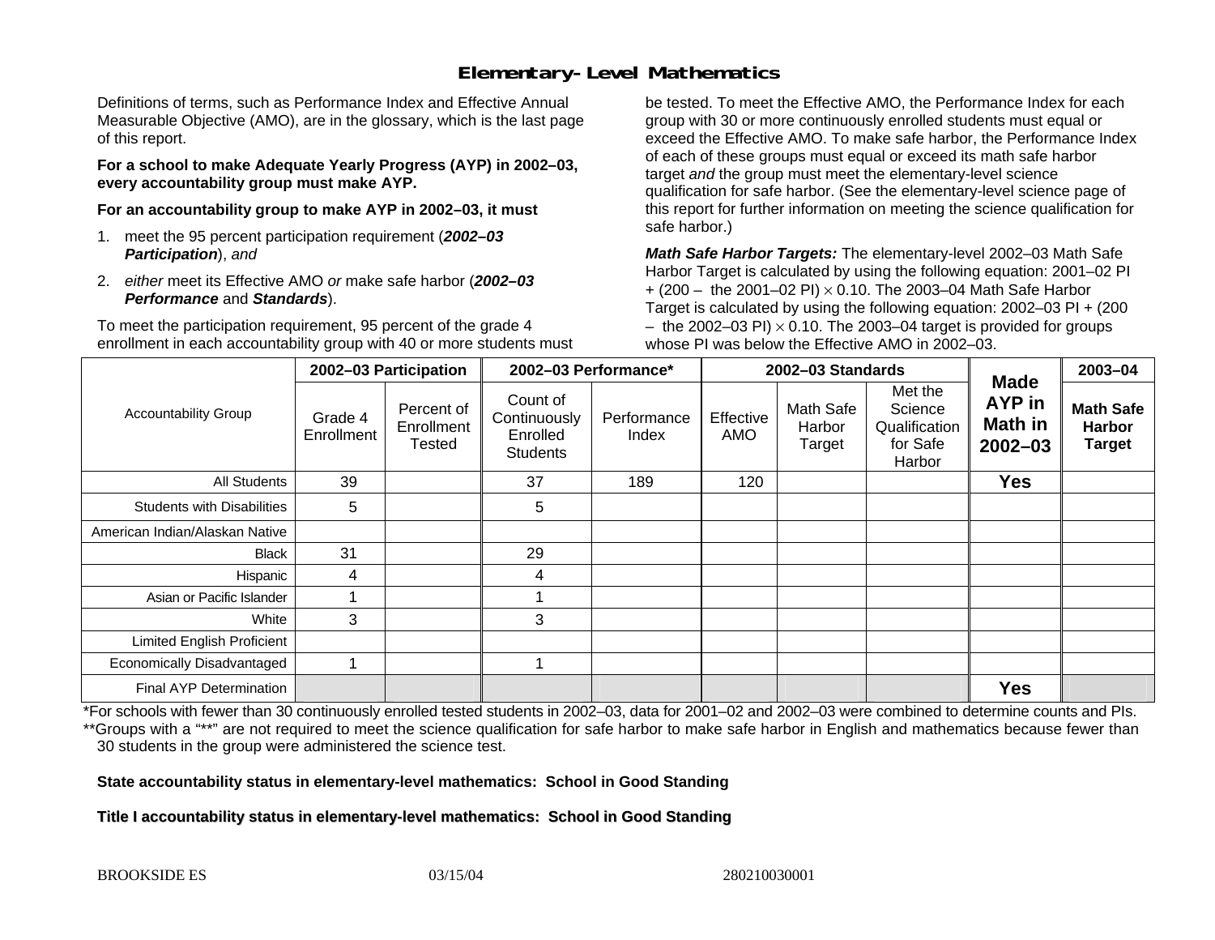# Elementary-Level Mathematics

Definitions of terms, such as Performance Index and Effective Annual Measurable Objective (AMO), are in the glossary, which is the last page of this report.

**For a school to make Adequate Yearly Progress (AYP) in 2002–03, every accountability group must make AYP.**

**For an accountability group to make AYP in 2002–03, it must**

1. meet the 95 percent participation requirement (***2002–03 Participation***), *and*
2. *either* meet its Effective AMO *or* make safe harbor (***2002–03 Performance*** and ***Standards***).

To meet the participation requirement, 95 percent of the grade 4 enrollment in each accountability group with 40 or more students must be tested. To meet the Effective AMO, the Performance Index for each group with 30 or more continuously enrolled students must equal or exceed the Effective AMO. To make safe harbor, the Performance Index of each of these groups must equal or exceed its math safe harbor target *and* the group must meet the elementary-level science qualification for safe harbor. (See the elementary-level science page of this report for further information on meeting the science qualification for safe harbor.)

***Math Safe Harbor Targets:*** The elementary-level 2002–03 Math Safe Harbor Target is calculated by using the following equation: 2001–02 PI + (200 – the 2001–02 PI) $\times$ 0.10. The 2003–04 Math Safe Harbor Target is calculated by using the following equation: 2002–03 PI + (200 – the 2002–03 PI) $\times$ 0.10. The 2003–04 target is provided for groups whose PI was below the Effective AMO in 2002–03.

| Accountability Group | 2002–03 Participation | | 2002–03 Performance* | | 2002–03 Standards | | | Made AYP in Math in 2002–03 | 2003–04 |
|---|---|---|---|---|---|---|---|---|---|
| | Grade 4 Enrollment | Percent of Enrollment Tested | Count of Continuously Enrolled Students | Performance Index | Effective AMO | Math Safe Harbor Target | Met the Science Qualification for Safe Harbor | | Math Safe Harbor Target |
| All Students | 39 | | 37 | 189 | 120 | | | Yes | |
| Students with Disabilities | 5 | | 5 | | | | | | |
| American Indian/Alaskan Native | | | | | | | | | |
| Black | 31 | | 29 | | | | | | |
| Hispanic | 4 | | 4 | | | | | | |
| Asian or Pacific Islander | 1 | | 1 | | | | | | |
| White | 3 | | 3 | | | | | | |
| Limited English Proficient | | | | | | | | | |
| Economically Disadvantaged | 1 | | 1 | | | | | | |
| Final AYP Determination | | | | | | | | Yes | |

*For schools with fewer than 30 continuously enrolled tested students in 2002–03, data for 2001–02 and 2002–03 were combined to determine counts and PIs.

**Groups with a "**" are not required to meet the science qualification for safe harbor to make safe harbor in English and mathematics because fewer than 30 students in the group were administered the science test.

**State accountability status in elementary-level mathematics: School in Good Standing**

**Title I accountability status in elementary-level mathematics: School in Good Standing**

BROOKSIDE ES 03/15/04 280210030001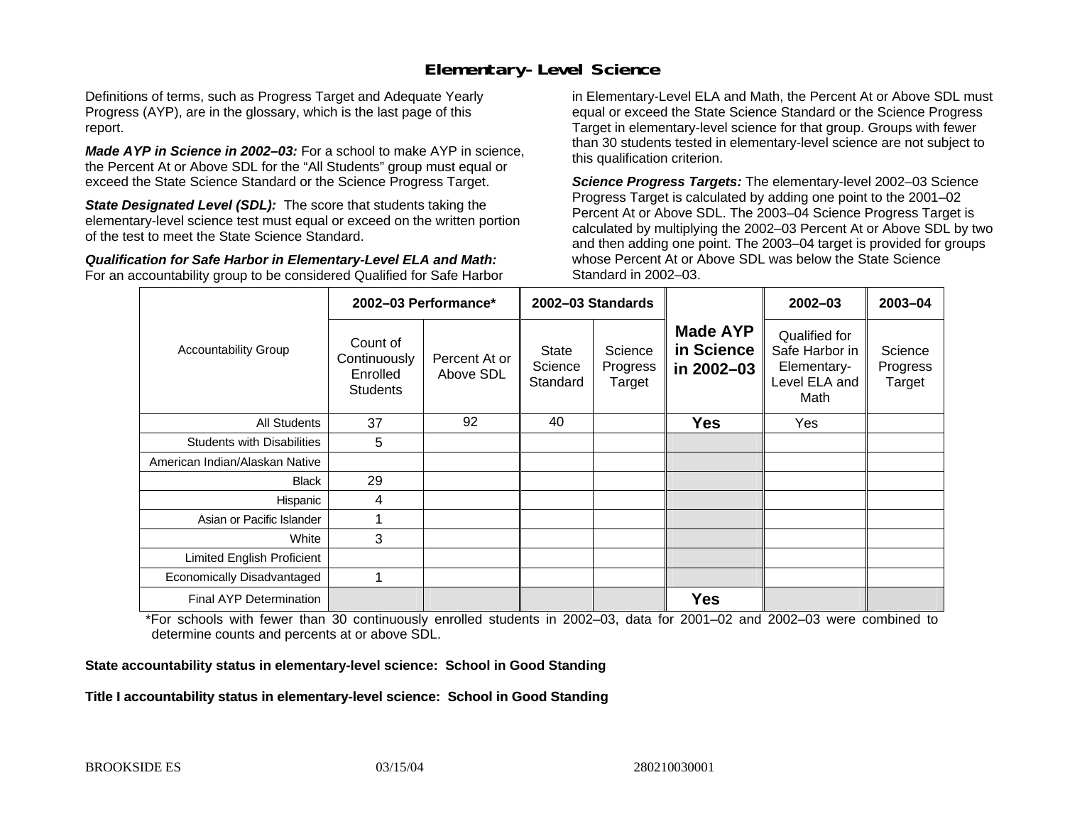# Elementary-Level Science

Definitions of terms, such as Progress Target and Adequate Yearly Progress (AYP), are in the glossary, which is the last page of this report.

***Made AYP in Science in 2002–03:*** For a school to make AYP in science, the Percent At or Above SDL for the "All Students" group must equal or exceed the State Science Standard or the Science Progress Target.

***State Designated Level (SDL):*** The score that students taking the elementary-level science test must equal or exceed on the written portion of the test to meet the State Science Standard.

***Qualification for Safe Harbor in Elementary-Level ELA and Math:*** For an accountability group to be considered Qualified for Safe Harbor in Elementary-Level ELA and Math, the Percent At or Above SDL must equal or exceed the State Science Standard or the Science Progress Target in elementary-level science for that group. Groups with fewer than 30 students tested in elementary-level science are not subject to this qualification criterion.

***Science Progress Targets:*** The elementary-level 2002–03 Science Progress Target is calculated by adding one point to the 2001–02 Percent At or Above SDL. The 2003–04 Science Progress Target is calculated by multiplying the 2002–03 Percent At or Above SDL by two and then adding one point. The 2003–04 target is provided for groups whose Percent At or Above SDL was below the State Science Standard in 2002–03.

| Accountability Group | 2002–03 Performance* | | 2002–03 Standards | | Made AYP in Science in 2002–03 | 2002–03 | 2003–04 |
|---|---|---|---|---|---|---|---|
| | Count of Continuously Enrolled Students | Percent At or Above SDL | State Science Standard | Science Progress Target | | Qualified for Safe Harbor in Elementary-Level ELA and Math | Science Progress Target |
| All Students | 37 | 92 | 40 | | **Yes** | Yes | |
| Students with Disabilities | 5 | | | | | | |
| American Indian/Alaskan Native | | | | | | | |
| Black | 29 | | | | | | |
| Hispanic | 4 | | | | | | |
| Asian or Pacific Islander | 1 | | | | | | |
| White | 3 | | | | | | |
| Limited English Proficient | | | | | | | |
| Economically Disadvantaged | 1 | | | | | | |
| Final AYP Determination | | | | | **Yes** | | |

*For schools with fewer than 30 continuously enrolled students in 2002–03, data for 2001–02 and 2002–03 were combined to determine counts and percents at or above SDL.

**State accountability status in elementary-level science: School in Good Standing**

**Title I accountability status in elementary-level science: School in Good Standing**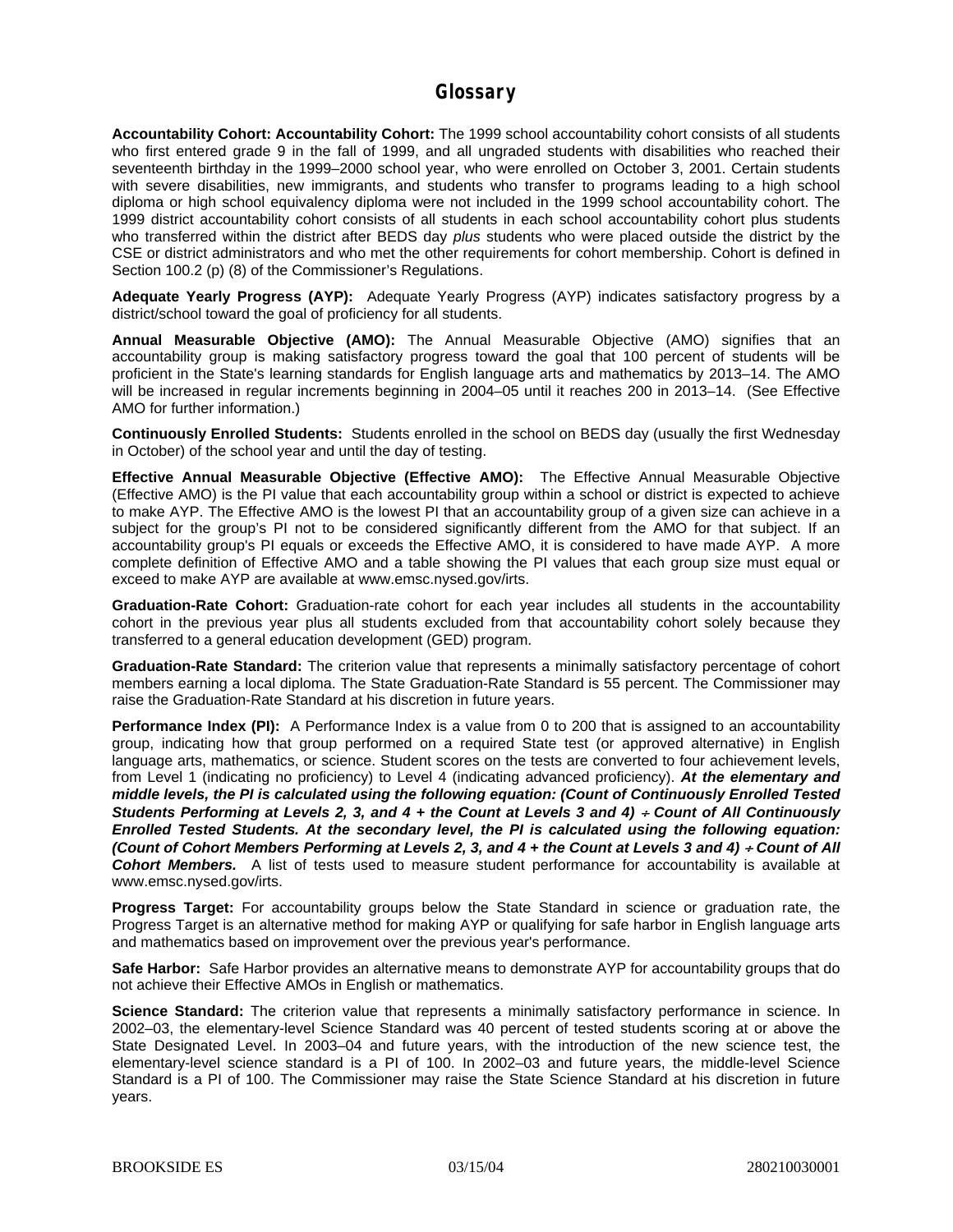# Glossary

**Accountability Cohort: Accountability Cohort:** The 1999 school accountability cohort consists of all students who first entered grade 9 in the fall of 1999, and all ungraded students with disabilities who reached their seventeenth birthday in the 1999–2000 school year, who were enrolled on October 3, 2001. Certain students with severe disabilities, new immigrants, and students who transfer to programs leading to a high school diploma or high school equivalency diploma were not included in the 1999 school accountability cohort. The 1999 district accountability cohort consists of all students in each school accountability cohort plus students who transferred within the district after BEDS day *plus* students who were placed outside the district by the CSE or district administrators and who met the other requirements for cohort membership. Cohort is defined in Section 100.2 (p) (8) of the Commissioner's Regulations.

**Adequate Yearly Progress (AYP):** Adequate Yearly Progress (AYP) indicates satisfactory progress by a district/school toward the goal of proficiency for all students.

**Annual Measurable Objective (AMO):** The Annual Measurable Objective (AMO) signifies that an accountability group is making satisfactory progress toward the goal that 100 percent of students will be proficient in the State's learning standards for English language arts and mathematics by 2013–14. The AMO will be increased in regular increments beginning in 2004–05 until it reaches 200 in 2013–14. (See Effective AMO for further information.)

**Continuously Enrolled Students:** Students enrolled in the school on BEDS day (usually the first Wednesday in October) of the school year and until the day of testing.

**Effective Annual Measurable Objective (Effective AMO):** The Effective Annual Measurable Objective (Effective AMO) is the PI value that each accountability group within a school or district is expected to achieve to make AYP. The Effective AMO is the lowest PI that an accountability group of a given size can achieve in a subject for the group's PI not to be considered significantly different from the AMO for that subject. If an accountability group's PI equals or exceeds the Effective AMO, it is considered to have made AYP. A more complete definition of Effective AMO and a table showing the PI values that each group size must equal or exceed to make AYP are available at www.emsc.nysed.gov/irts.

**Graduation-Rate Cohort:** Graduation-rate cohort for each year includes all students in the accountability cohort in the previous year plus all students excluded from that accountability cohort solely because they transferred to a general education development (GED) program.

**Graduation-Rate Standard:** The criterion value that represents a minimally satisfactory percentage of cohort members earning a local diploma. The State Graduation-Rate Standard is 55 percent. The Commissioner may raise the Graduation-Rate Standard at his discretion in future years.

**Performance Index (PI):** A Performance Index is a value from 0 to 200 that is assigned to an accountability group, indicating how that group performed on a required State test (or approved alternative) in English language arts, mathematics, or science. Student scores on the tests are converted to four achievement levels, from Level 1 (indicating no proficiency) to Level 4 (indicating advanced proficiency). ***At the elementary and middle levels, the PI is calculated using the following equation: (Count of Continuously Enrolled Tested Students Performing at Levels 2, 3, and 4 + the Count at Levels 3 and 4) ÷ Count of All Continuously Enrolled Tested Students. At the secondary level, the PI is calculated using the following equation: (Count of Cohort Members Performing at Levels 2, 3, and 4 + the Count at Levels 3 and 4) ÷ Count of All Cohort Members.*** A list of tests used to measure student performance for accountability is available at www.emsc.nysed.gov/irts.

**Progress Target:** For accountability groups below the State Standard in science or graduation rate, the Progress Target is an alternative method for making AYP or qualifying for safe harbor in English language arts and mathematics based on improvement over the previous year's performance.

**Safe Harbor:** Safe Harbor provides an alternative means to demonstrate AYP for accountability groups that do not achieve their Effective AMOs in English or mathematics.

**Science Standard:** The criterion value that represents a minimally satisfactory performance in science. In 2002–03, the elementary-level Science Standard was 40 percent of tested students scoring at or above the State Designated Level. In 2003–04 and future years, with the introduction of the new science test, the elementary-level science standard is a PI of 100. In 2002–03 and future years, the middle-level Science Standard is a PI of 100. The Commissioner may raise the State Science Standard at his discretion in future years.